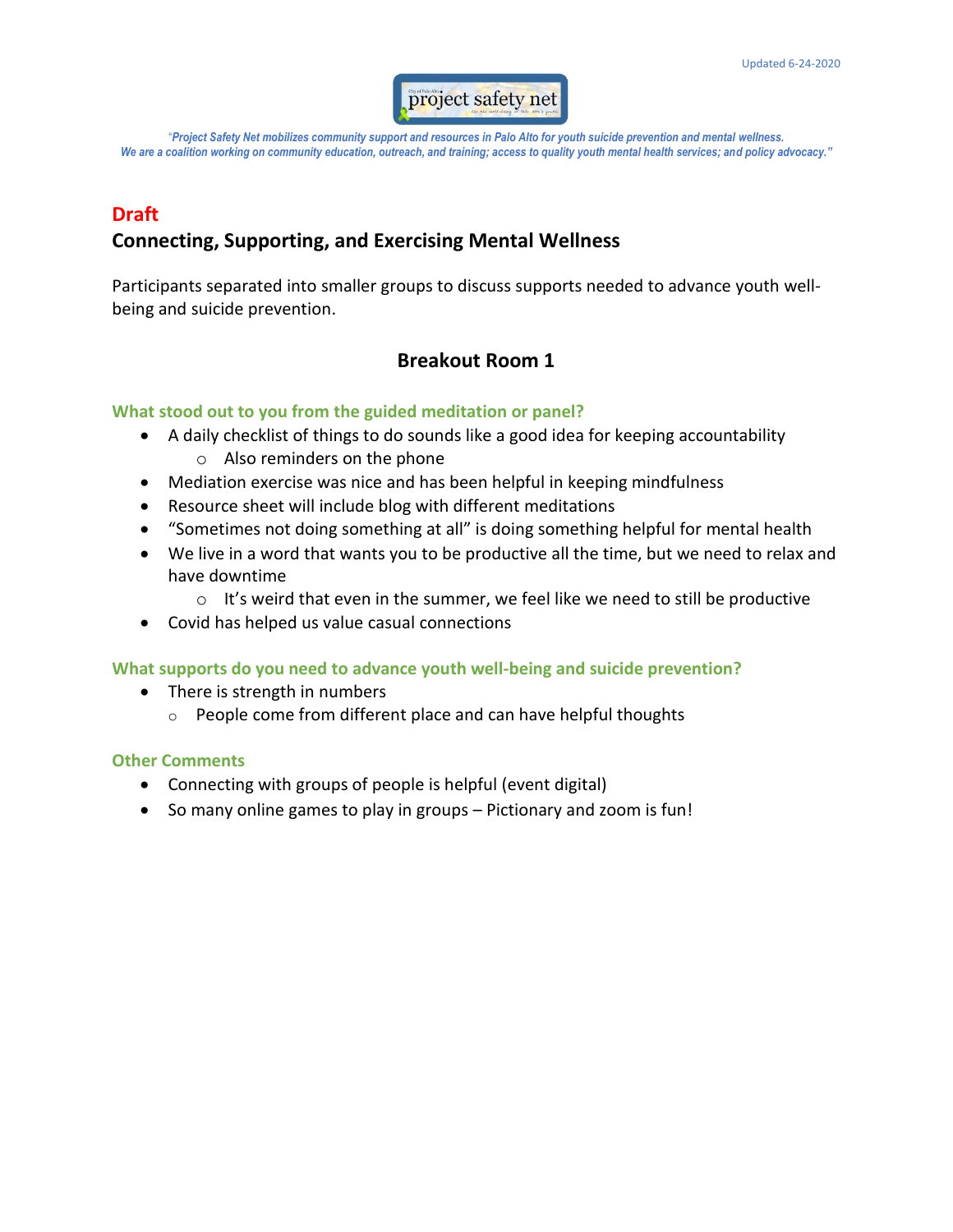Updated 6-24-2020

*"Project Safety Net mobilizes community support and resources in Palo Alto for youth suicide prevention and mental wellness. We are a coalition working on community education, outreach, and training; access to quality youth mental health services; and policy advocacy."*

**Draft**

## Connecting, Supporting, and Exercising Mental Wellness

Participants separated into smaller groups to discuss supports needed to advance youth well-being and suicide prevention.

## Breakout Room 1

### What stood out to you from the guided meditation or panel?

- A daily checklist of things to do sounds like a good idea for keeping accountability
  - Also reminders on the phone
- Mediation exercise was nice and has been helpful in keeping mindfulness
- Resource sheet will include blog with different meditations
- "Sometimes not doing something at all" is doing something helpful for mental health
- We live in a word that wants you to be productive all the time, but we need to relax and have downtime
  - It's weird that even in the summer, we feel like we need to still be productive
- Covid has helped us value casual connections

### What supports do you need to advance youth well-being and suicide prevention?

- There is strength in numbers
  - People come from different place and can have helpful thoughts

### Other Comments

- Connecting with groups of people is helpful (event digital)
- So many online games to play in groups – Pictionary and zoom is fun!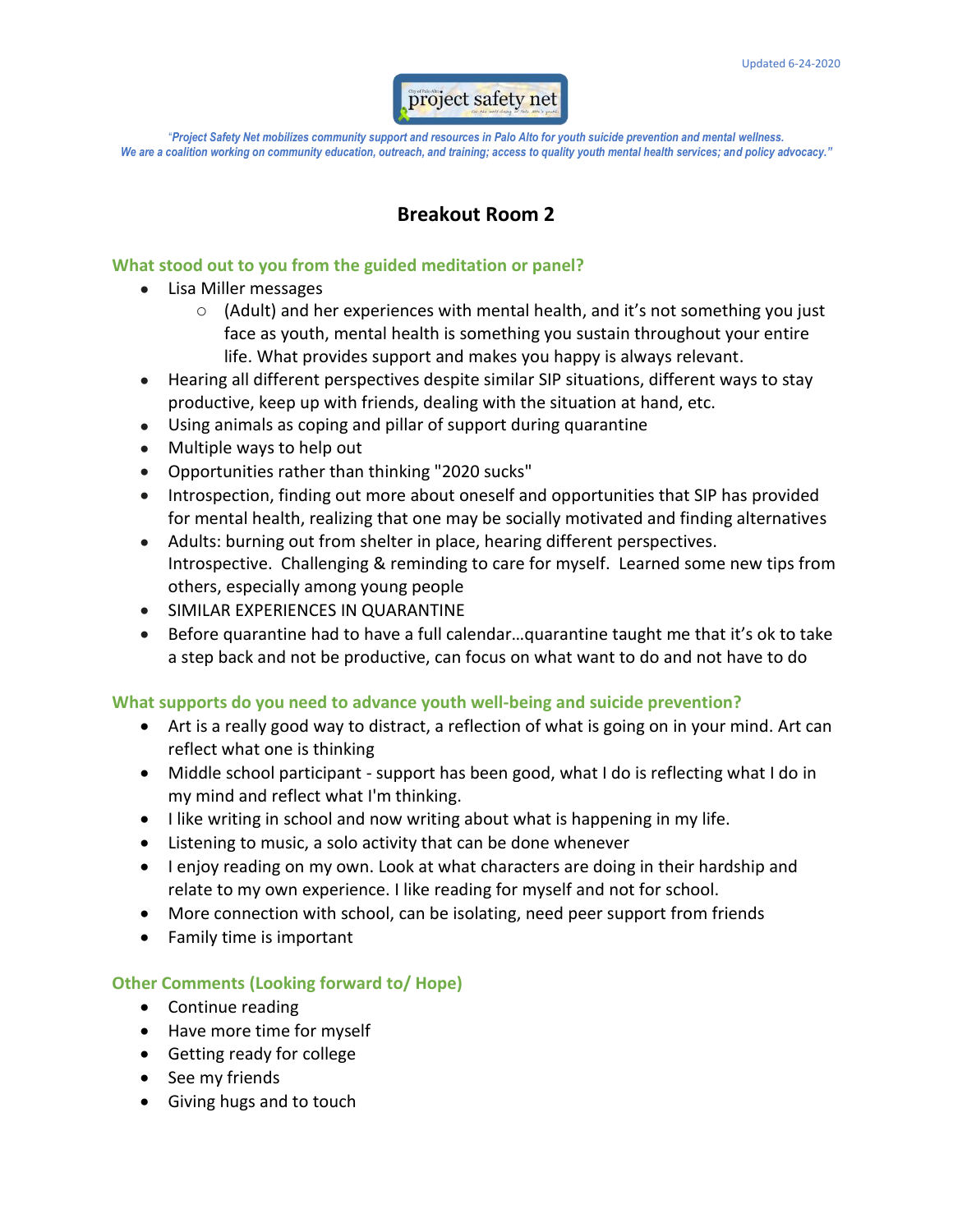Updated 6-24-2020

"*Project Safety Net mobilizes community support and resources in Palo Alto for youth suicide prevention and mental wellness. We are a coalition working on community education, outreach, and training; access to quality youth mental health services; and policy advocacy."*

# Breakout Room 2

### What stood out to you from the guided meditation or panel?

- Lisa Miller messages
  - (Adult) and her experiences with mental health, and it's not something you just face as youth, mental health is something you sustain throughout your entire life. What provides support and makes you happy is always relevant.
- Hearing all different perspectives despite similar SIP situations, different ways to stay productive, keep up with friends, dealing with the situation at hand, etc.
- Using animals as coping and pillar of support during quarantine
- Multiple ways to help out
- Opportunities rather than thinking "2020 sucks"
- Introspection, finding out more about oneself and opportunities that SIP has provided for mental health, realizing that one may be socially motivated and finding alternatives
- Adults: burning out from shelter in place, hearing different perspectives. Introspective. Challenging & reminding to care for myself. Learned some new tips from others, especially among young people
- SIMILAR EXPERIENCES IN QUARANTINE
- Before quarantine had to have a full calendar…quarantine taught me that it's ok to take a step back and not be productive, can focus on what want to do and not have to do

### What supports do you need to advance youth well-being and suicide prevention?

- Art is a really good way to distract, a reflection of what is going on in your mind. Art can reflect what one is thinking
- Middle school participant - support has been good, what I do is reflecting what I do in my mind and reflect what I'm thinking.
- I like writing in school and now writing about what is happening in my life.
- Listening to music, a solo activity that can be done whenever
- I enjoy reading on my own. Look at what characters are doing in their hardship and relate to my own experience. I like reading for myself and not for school.
- More connection with school, can be isolating, need peer support from friends
- Family time is important

### Other Comments (Looking forward to/ Hope)

- Continue reading
- Have more time for myself
- Getting ready for college
- See my friends
- Giving hugs and to touch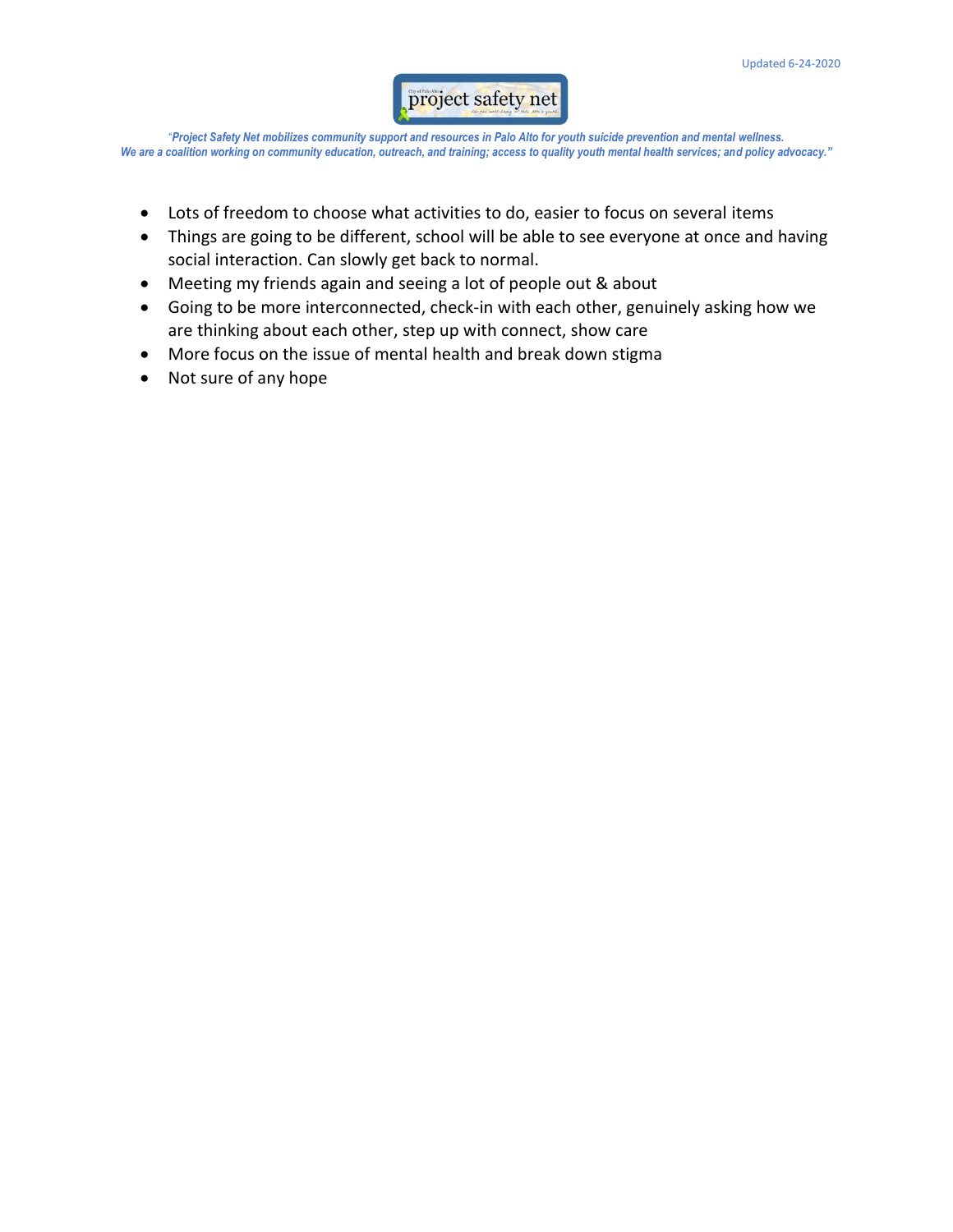- Lots of freedom to choose what activities to do, easier to focus on several items
- Things are going to be different, school will be able to see everyone at once and having social interaction. Can slowly get back to normal.
- Meeting my friends again and seeing a lot of people out & about
- Going to be more interconnected, check-in with each other, genuinely asking how we are thinking about each other, step up with connect, show care
- More focus on the issue of mental health and break down stigma
- Not sure of any hope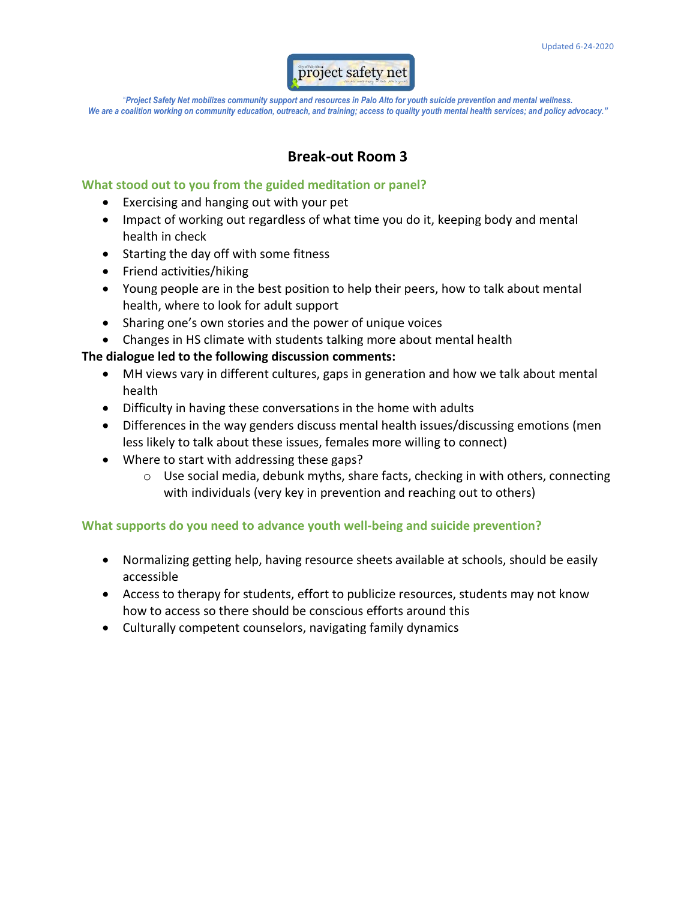Updated 6-24-2020

*"Project Safety Net mobilizes community support and resources in Palo Alto for youth suicide prevention and mental wellness. We are a coalition working on community education, outreach, and training; access to quality youth mental health services; and policy advocacy."*

# Break-out Room 3

### What stood out to you from the guided meditation or panel?

- Exercising and hanging out with your pet
- Impact of working out regardless of what time you do it, keeping body and mental health in check
- Starting the day off with some fitness
- Friend activities/hiking
- Young people are in the best position to help their peers, how to talk about mental health, where to look for adult support
- Sharing one's own stories and the power of unique voices
- Changes in HS climate with students talking more about mental health

**The dialogue led to the following discussion comments:**

- MH views vary in different cultures, gaps in generation and how we talk about mental health
- Difficulty in having these conversations in the home with adults
- Differences in the way genders discuss mental health issues/discussing emotions (men less likely to talk about these issues, females more willing to connect)
- Where to start with addressing these gaps?
  - Use social media, debunk myths, share facts, checking in with others, connecting with individuals (very key in prevention and reaching out to others)

### What supports do you need to advance youth well-being and suicide prevention?

- Normalizing getting help, having resource sheets available at schools, should be easily accessible
- Access to therapy for students, effort to publicize resources, students may not know how to access so there should be conscious efforts around this
- Culturally competent counselors, navigating family dynamics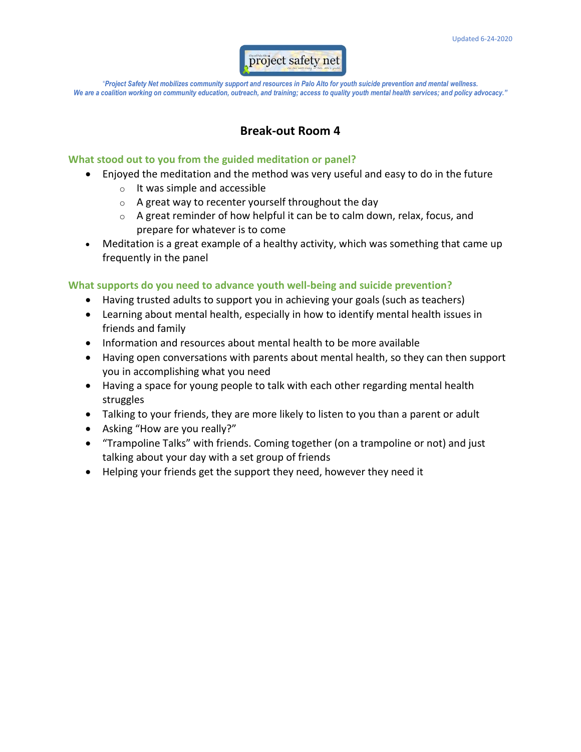Updated 6-24-2020

project safety net

*"Project Safety Net mobilizes community support and resources in Palo Alto for youth suicide prevention and mental wellness. We are a coalition working on community education, outreach, and training; access to quality youth mental health services; and policy advocacy."*

# Break-out Room 4

## What stood out to you from the guided meditation or panel?

- Enjoyed the meditation and the method was very useful and easy to do in the future
  - It was simple and accessible
  - A great way to recenter yourself throughout the day
  - A great reminder of how helpful it can be to calm down, relax, focus, and prepare for whatever is to come
- Meditation is a great example of a healthy activity, which was something that came up frequently in the panel

## What supports do you need to advance youth well-being and suicide prevention?

- Having trusted adults to support you in achieving your goals (such as teachers)
- Learning about mental health, especially in how to identify mental health issues in friends and family
- Information and resources about mental health to be more available
- Having open conversations with parents about mental health, so they can then support you in accomplishing what you need
- Having a space for young people to talk with each other regarding mental health struggles
- Talking to your friends, they are more likely to listen to you than a parent or adult
- Asking "How are you really?"
- "Trampoline Talks" with friends. Coming together (on a trampoline or not) and just talking about your day with a set group of friends
- Helping your friends get the support they need, however they need it